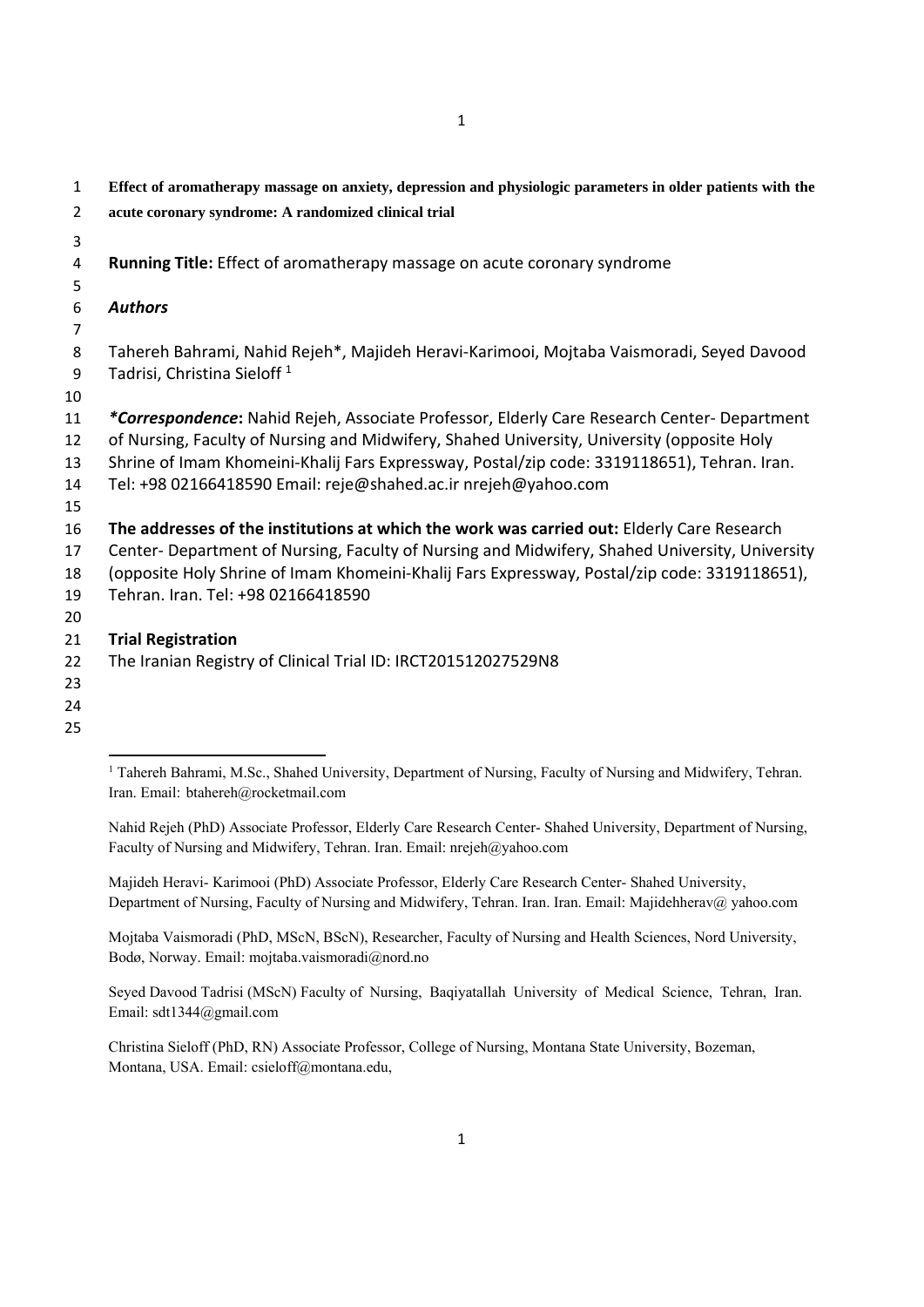# Effect of aromatherapy massage on anxiety, depression and physiologic parameters in older patients with the acute coronary syndrome: A randomized clinical trial

**Running Title:** Effect of aromatherapy massage on acute coronary syndrome

***Authors***

Tahereh Bahrami, Nahid Rejeh*, Majideh Heravi-Karimooi, Mojtaba Vaismoradi, Seyed Davood Tadrisi, Christina Sieloff [1]

***Correspondence*:** Nahid Rejeh, Associate Professor, Elderly Care Research Center- Department of Nursing, Faculty of Nursing and Midwifery, Shahed University, University (opposite Holy Shrine of Imam Khomeini-Khalij Fars Expressway, Postal/zip code: 3319118651), Tehran. Iran. Tel: +98 02166418590 Email: reje@shahed.ac.ir nrejeh@yahoo.com

**The addresses of the institutions at which the work was carried out:** Elderly Care Research Center- Department of Nursing, Faculty of Nursing and Midwifery, Shahed University, University (opposite Holy Shrine of Imam Khomeini-Khalij Fars Expressway, Postal/zip code: 3319118651), Tehran. Iran. Tel: +98 02166418590

**Trial Registration**

The Iranian Registry of Clinical Trial ID: IRCT201512027529N8

---

[1] Tahereh Bahrami, M.Sc., Shahed University, Department of Nursing, Faculty of Nursing and Midwifery, Tehran. Iran. Email: btahereh@rocketmail.com

Nahid Rejeh (PhD) Associate Professor, Elderly Care Research Center- Shahed University, Department of Nursing, Faculty of Nursing and Midwifery, Tehran. Iran. Email: nrejeh@yahoo.com

Majideh Heravi- Karimooi (PhD) Associate Professor, Elderly Care Research Center- Shahed University, Department of Nursing, Faculty of Nursing and Midwifery, Tehran. Iran. Iran. Email: Majidehherav@ yahoo.com

Mojtaba Vaismoradi (PhD, MScN, BScN), Researcher, Faculty of Nursing and Health Sciences, Nord University, Bodø, Norway. Email: mojtaba.vaismoradi@nord.no

Seyed Davood Tadrisi (MScN) Faculty of Nursing, Baqiyatallah University of Medical Science, Tehran, Iran. Email: sdt1344@gmail.com

Christina Sieloff (PhD, RN) Associate Professor, College of Nursing, Montana State University, Bozeman, Montana, USA. Email: csieloff@montana.edu,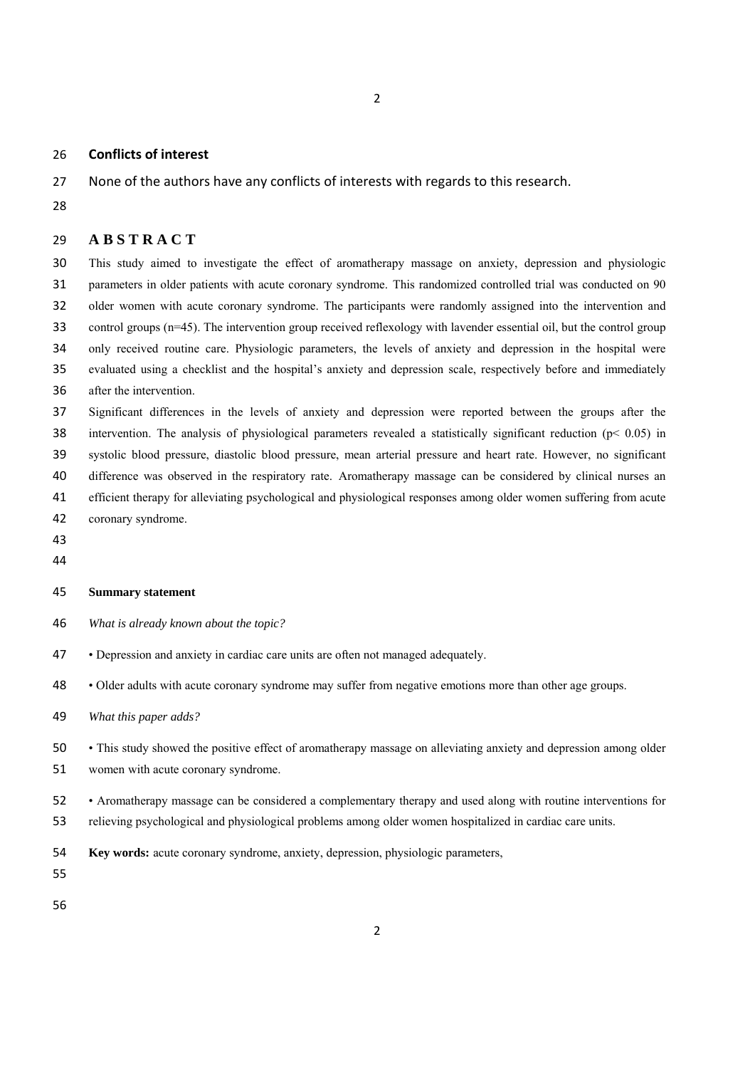## Conflicts of interest

None of the authors have any conflicts of interests with regards to this research.

## ABSTRACT

This study aimed to investigate the effect of aromatherapy massage on anxiety, depression and physiologic parameters in older patients with acute coronary syndrome. This randomized controlled trial was conducted on 90 older women with acute coronary syndrome. The participants were randomly assigned into the intervention and control groups (n=45). The intervention group received reflexology with lavender essential oil, but the control group only received routine care. Physiologic parameters, the levels of anxiety and depression in the hospital were evaluated using a checklist and the hospital's anxiety and depression scale, respectively before and immediately after the intervention.

Significant differences in the levels of anxiety and depression were reported between the groups after the intervention. The analysis of physiological parameters revealed a statistically significant reduction ($p< 0.05$) in systolic blood pressure, diastolic blood pressure, mean arterial pressure and heart rate. However, no significant difference was observed in the respiratory rate. Aromatherapy massage can be considered by clinical nurses an efficient therapy for alleviating psychological and physiological responses among older women suffering from acute coronary syndrome.

### Summary statement

*What is already known about the topic?*

- Depression and anxiety in cardiac care units are often not managed adequately.
- Older adults with acute coronary syndrome may suffer from negative emotions more than other age groups.

*What this paper adds?*

- This study showed the positive effect of aromatherapy massage on alleviating anxiety and depression among older women with acute coronary syndrome.
- Aromatherapy massage can be considered a complementary therapy and used along with routine interventions for relieving psychological and physiological problems among older women hospitalized in cardiac care units.

**Key words:** acute coronary syndrome, anxiety, depression, physiologic parameters,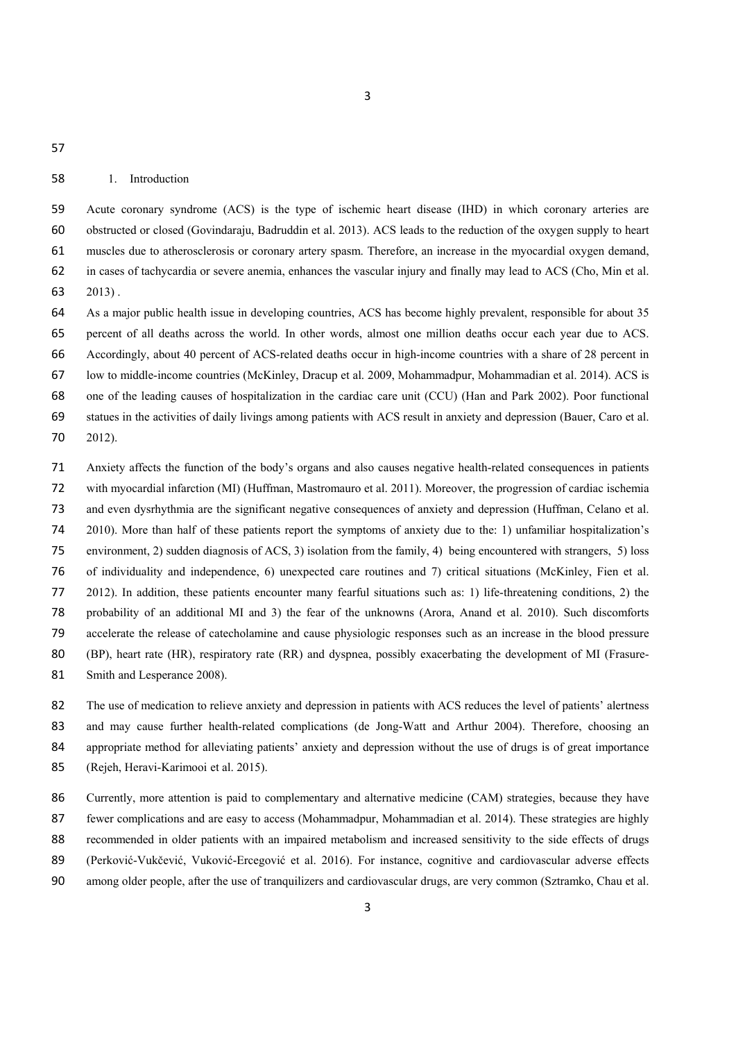## 1. Introduction

Acute coronary syndrome (ACS) is the type of ischemic heart disease (IHD) in which coronary arteries are obstructed or closed (Govindaraju, Badruddin et al. 2013). ACS leads to the reduction of the oxygen supply to heart muscles due to atherosclerosis or coronary artery spasm. Therefore, an increase in the myocardial oxygen demand, in cases of tachycardia or severe anemia, enhances the vascular injury and finally may lead to ACS (Cho, Min et al. 2013) .

As a major public health issue in developing countries, ACS has become highly prevalent, responsible for about 35 percent of all deaths across the world. In other words, almost one million deaths occur each year due to ACS. Accordingly, about 40 percent of ACS-related deaths occur in high-income countries with a share of 28 percent in low to middle-income countries (McKinley, Dracup et al. 2009, Mohammadpur, Mohammadian et al. 2014). ACS is one of the leading causes of hospitalization in the cardiac care unit (CCU) (Han and Park 2002). Poor functional statues in the activities of daily livings among patients with ACS result in anxiety and depression (Bauer, Caro et al. 2012).

Anxiety affects the function of the body's organs and also causes negative health-related consequences in patients with myocardial infarction (MI) (Huffman, Mastromauro et al. 2011). Moreover, the progression of cardiac ischemia and even dysrhythmia are the significant negative consequences of anxiety and depression (Huffman, Celano et al. 2010). More than half of these patients report the symptoms of anxiety due to the: 1) unfamiliar hospitalization's environment, 2) sudden diagnosis of ACS, 3) isolation from the family, 4) being encountered with strangers, 5) loss of individuality and independence, 6) unexpected care routines and 7) critical situations (McKinley, Fien et al. 2012). In addition, these patients encounter many fearful situations such as: 1) life-threatening conditions, 2) the probability of an additional MI and 3) the fear of the unknowns (Arora, Anand et al. 2010). Such discomforts accelerate the release of catecholamine and cause physiologic responses such as an increase in the blood pressure (BP), heart rate (HR), respiratory rate (RR) and dyspnea, possibly exacerbating the development of MI (Frasure-Smith and Lesperance 2008).

The use of medication to relieve anxiety and depression in patients with ACS reduces the level of patients' alertness and may cause further health-related complications (de Jong-Watt and Arthur 2004). Therefore, choosing an appropriate method for alleviating patients' anxiety and depression without the use of drugs is of great importance (Rejeh, Heravi-Karimooi et al. 2015).

Currently, more attention is paid to complementary and alternative medicine (CAM) strategies, because they have fewer complications and are easy to access (Mohammadpur, Mohammadian et al. 2014). These strategies are highly recommended in older patients with an impaired metabolism and increased sensitivity to the side effects of drugs (Perković-Vukčević, Vuković-Ercegović et al. 2016). For instance, cognitive and cardiovascular adverse effects among older people, after the use of tranquilizers and cardiovascular drugs, are very common (Sztramko, Chau et al.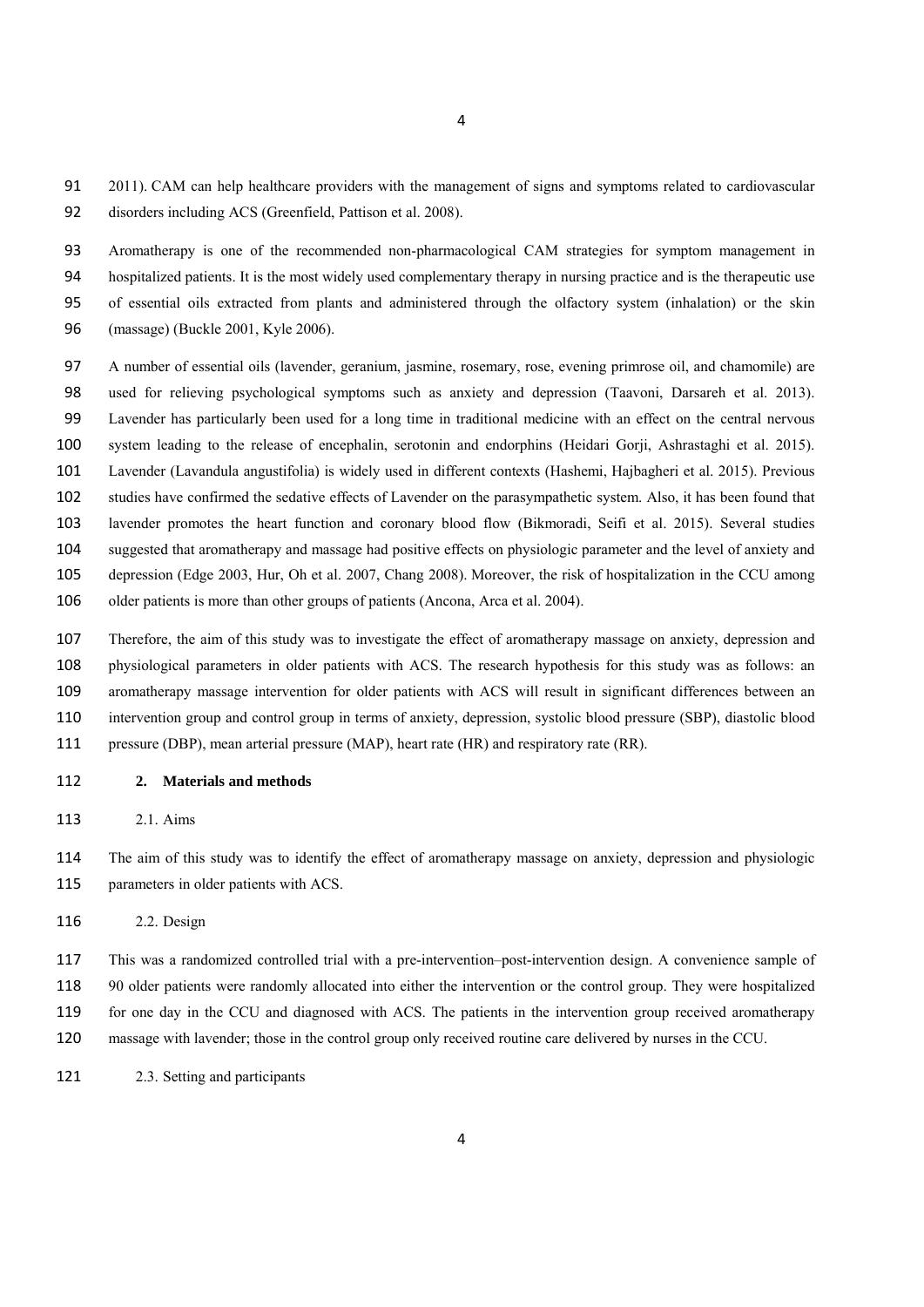2011). CAM can help healthcare providers with the management of signs and symptoms related to cardiovascular disorders including ACS (Greenfield, Pattison et al. 2008).

Aromatherapy is one of the recommended non-pharmacological CAM strategies for symptom management in hospitalized patients. It is the most widely used complementary therapy in nursing practice and is the therapeutic use of essential oils extracted from plants and administered through the olfactory system (inhalation) or the skin (massage) (Buckle 2001, Kyle 2006).

A number of essential oils (lavender, geranium, jasmine, rosemary, rose, evening primrose oil, and chamomile) are used for relieving psychological symptoms such as anxiety and depression (Taavoni, Darsareh et al. 2013). Lavender has particularly been used for a long time in traditional medicine with an effect on the central nervous system leading to the release of encephalin, serotonin and endorphins (Heidari Gorji, Ashrastaghi et al. 2015). Lavender (Lavandula angustifolia) is widely used in different contexts (Hashemi, Hajbagheri et al. 2015). Previous studies have confirmed the sedative effects of Lavender on the parasympathetic system. Also, it has been found that lavender promotes the heart function and coronary blood flow (Bikmoradi, Seifi et al. 2015). Several studies suggested that aromatherapy and massage had positive effects on physiologic parameter and the level of anxiety and depression (Edge 2003, Hur, Oh et al. 2007, Chang 2008). Moreover, the risk of hospitalization in the CCU among older patients is more than other groups of patients (Ancona, Arca et al. 2004).

Therefore, the aim of this study was to investigate the effect of aromatherapy massage on anxiety, depression and physiological parameters in older patients with ACS. The research hypothesis for this study was as follows: an aromatherapy massage intervention for older patients with ACS will result in significant differences between an intervention group and control group in terms of anxiety, depression, systolic blood pressure (SBP), diastolic blood pressure (DBP), mean arterial pressure (MAP), heart rate (HR) and respiratory rate (RR).

## 2. Materials and methods

### 2.1. Aims

The aim of this study was to identify the effect of aromatherapy massage on anxiety, depression and physiologic parameters in older patients with ACS.

### 2.2. Design

This was a randomized controlled trial with a pre-intervention–post-intervention design. A convenience sample of 90 older patients were randomly allocated into either the intervention or the control group. They were hospitalized for one day in the CCU and diagnosed with ACS. The patients in the intervention group received aromatherapy massage with lavender; those in the control group only received routine care delivered by nurses in the CCU.

### 2.3. Setting and participants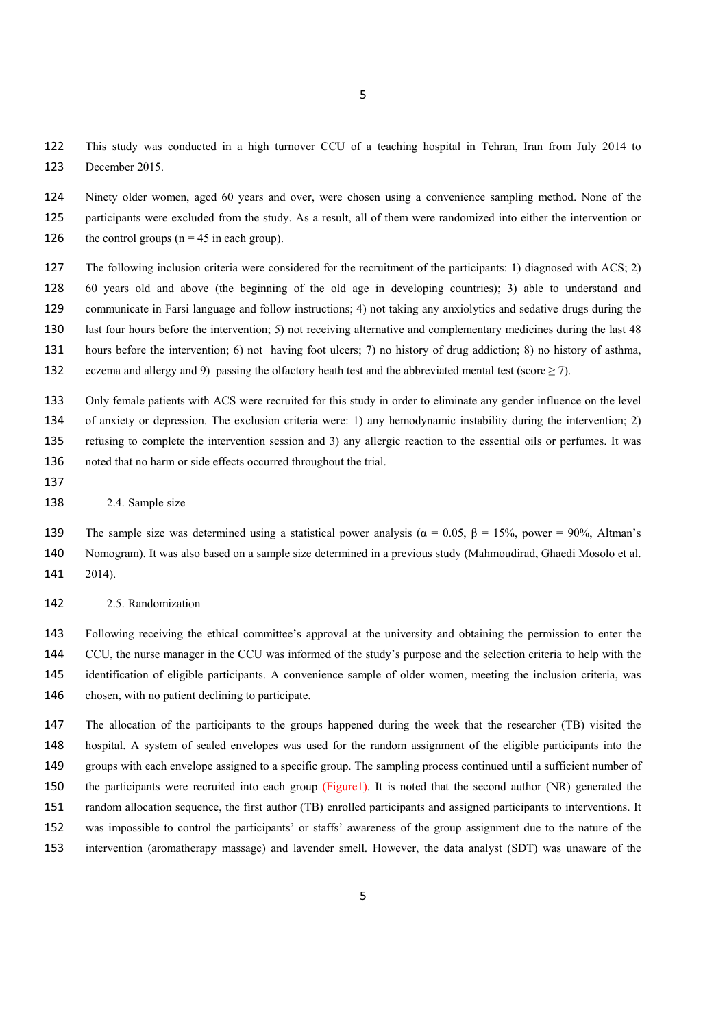This study was conducted in a high turnover CCU of a teaching hospital in Tehran, Iran from July 2014 to December 2015.

Ninety older women, aged 60 years and over, were chosen using a convenience sampling method. None of the participants were excluded from the study. As a result, all of them were randomized into either the intervention or the control groups (n = 45 in each group).

The following inclusion criteria were considered for the recruitment of the participants: 1) diagnosed with ACS; 2) 60 years old and above (the beginning of the old age in developing countries); 3) able to understand and communicate in Farsi language and follow instructions; 4) not taking any anxiolytics and sedative drugs during the last four hours before the intervention; 5) not receiving alternative and complementary medicines during the last 48 hours before the intervention; 6) not having foot ulcers; 7) no history of drug addiction; 8) no history of asthma, eczema and allergy and 9) passing the olfactory heath test and the abbreviated mental test (score ≥ 7).

Only female patients with ACS were recruited for this study in order to eliminate any gender influence on the level of anxiety or depression. The exclusion criteria were: 1) any hemodynamic instability during the intervention; 2) refusing to complete the intervention session and 3) any allergic reaction to the essential oils or perfumes. It was noted that no harm or side effects occurred throughout the trial.

### 2.4. Sample size

The sample size was determined using a statistical power analysis ($\alpha$ = 0.05, $\beta$ = 15%, power = 90%, Altman's Nomogram). It was also based on a sample size determined in a previous study (Mahmoudirad, Ghaedi Mosolo et al. 2014).

### 2.5. Randomization

Following receiving the ethical committee's approval at the university and obtaining the permission to enter the CCU, the nurse manager in the CCU was informed of the study's purpose and the selection criteria to help with the identification of eligible participants. A convenience sample of older women, meeting the inclusion criteria, was chosen, with no patient declining to participate.

The allocation of the participants to the groups happened during the week that the researcher (TB) visited the hospital. A system of sealed envelopes was used for the random assignment of the eligible participants into the groups with each envelope assigned to a specific group. The sampling process continued until a sufficient number of the participants were recruited into each group (Figure1). It is noted that the second author (NR) generated the random allocation sequence, the first author (TB) enrolled participants and assigned participants to interventions. It was impossible to control the participants' or staffs' awareness of the group assignment due to the nature of the intervention (aromatherapy massage) and lavender smell. However, the data analyst (SDT) was unaware of the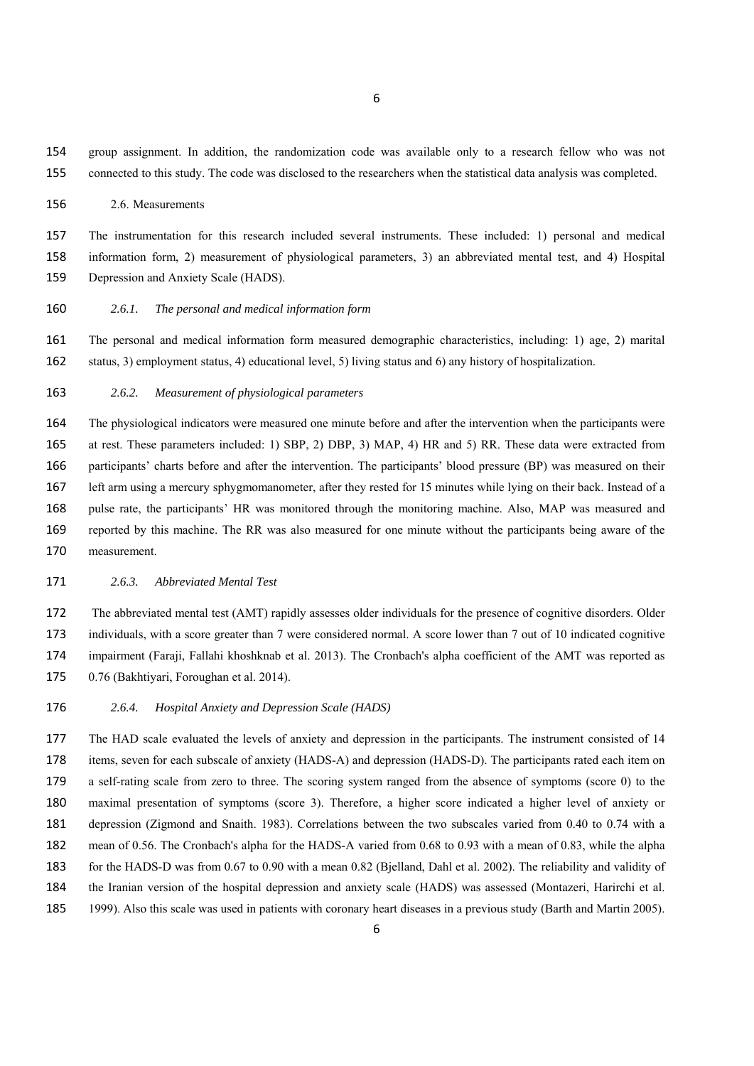group assignment. In addition, the randomization code was available only to a research fellow who was not connected to this study. The code was disclosed to the researchers when the statistical data analysis was completed.

## 2.6. Measurements

The instrumentation for this research included several instruments. These included: 1) personal and medical information form, 2) measurement of physiological parameters, 3) an abbreviated mental test, and 4) Hospital Depression and Anxiety Scale (HADS).

### *2.6.1. The personal and medical information form*

The personal and medical information form measured demographic characteristics, including: 1) age, 2) marital status, 3) employment status, 4) educational level, 5) living status and 6) any history of hospitalization.

### *2.6.2. Measurement of physiological parameters*

The physiological indicators were measured one minute before and after the intervention when the participants were at rest. These parameters included: 1) SBP, 2) DBP, 3) MAP, 4) HR and 5) RR. These data were extracted from participants' charts before and after the intervention. The participants' blood pressure (BP) was measured on their left arm using a mercury sphygmomanometer, after they rested for 15 minutes while lying on their back. Instead of a pulse rate, the participants' HR was monitored through the monitoring machine. Also, MAP was measured and reported by this machine. The RR was also measured for one minute without the participants being aware of the measurement.

### *2.6.3. Abbreviated Mental Test*

The abbreviated mental test (AMT) rapidly assesses older individuals for the presence of cognitive disorders. Older individuals, with a score greater than 7 were considered normal. A score lower than 7 out of 10 indicated cognitive impairment (Faraji, Fallahi khoshknab et al. 2013). The Cronbach's alpha coefficient of the AMT was reported as 0.76 (Bakhtiyari, Foroughan et al. 2014).

### *2.6.4. Hospital Anxiety and Depression Scale (HADS)*

The HAD scale evaluated the levels of anxiety and depression in the participants. The instrument consisted of 14 items, seven for each subscale of anxiety (HADS-A) and depression (HADS-D). The participants rated each item on a self-rating scale from zero to three. The scoring system ranged from the absence of symptoms (score 0) to the maximal presentation of symptoms (score 3). Therefore, a higher score indicated a higher level of anxiety or depression (Zigmond and Snaith. 1983). Correlations between the two subscales varied from 0.40 to 0.74 with a mean of 0.56. The Cronbach's alpha for the HADS-A varied from 0.68 to 0.93 with a mean of 0.83, while the alpha for the HADS-D was from 0.67 to 0.90 with a mean 0.82 (Bjelland, Dahl et al. 2002). The reliability and validity of the Iranian version of the hospital depression and anxiety scale (HADS) was assessed (Montazeri, Harirchi et al. 1999). Also this scale was used in patients with coronary heart diseases in a previous study (Barth and Martin 2005).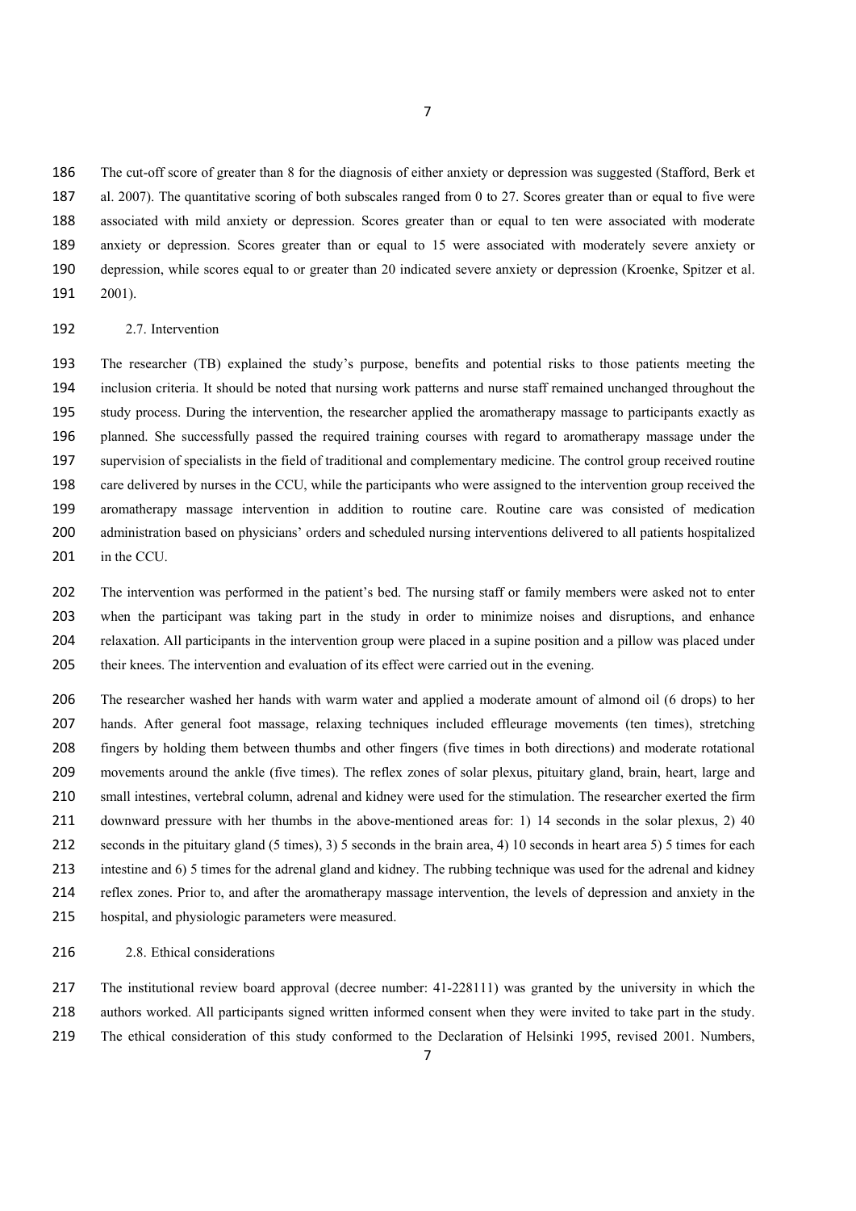The cut-off score of greater than 8 for the diagnosis of either anxiety or depression was suggested (Stafford, Berk et al. 2007). The quantitative scoring of both subscales ranged from 0 to 27. Scores greater than or equal to five were associated with mild anxiety or depression. Scores greater than or equal to ten were associated with moderate anxiety or depression. Scores greater than or equal to 15 were associated with moderately severe anxiety or depression, while scores equal to or greater than 20 indicated severe anxiety or depression (Kroenke, Spitzer et al. 2001).

## 2.7. Intervention

The researcher (TB) explained the study's purpose, benefits and potential risks to those patients meeting the inclusion criteria. It should be noted that nursing work patterns and nurse staff remained unchanged throughout the study process. During the intervention, the researcher applied the aromatherapy massage to participants exactly as planned. She successfully passed the required training courses with regard to aromatherapy massage under the supervision of specialists in the field of traditional and complementary medicine. The control group received routine care delivered by nurses in the CCU, while the participants who were assigned to the intervention group received the aromatherapy massage intervention in addition to routine care. Routine care was consisted of medication administration based on physicians' orders and scheduled nursing interventions delivered to all patients hospitalized in the CCU.

The intervention was performed in the patient's bed. The nursing staff or family members were asked not to enter when the participant was taking part in the study in order to minimize noises and disruptions, and enhance relaxation. All participants in the intervention group were placed in a supine position and a pillow was placed under their knees. The intervention and evaluation of its effect were carried out in the evening.

The researcher washed her hands with warm water and applied a moderate amount of almond oil (6 drops) to her hands. After general foot massage, relaxing techniques included effleurage movements (ten times), stretching fingers by holding them between thumbs and other fingers (five times in both directions) and moderate rotational movements around the ankle (five times). The reflex zones of solar plexus, pituitary gland, brain, heart, large and small intestines, vertebral column, adrenal and kidney were used for the stimulation. The researcher exerted the firm downward pressure with her thumbs in the above-mentioned areas for: 1) 14 seconds in the solar plexus, 2) 40 seconds in the pituitary gland (5 times), 3) 5 seconds in the brain area, 4) 10 seconds in heart area 5) 5 times for each intestine and 6) 5 times for the adrenal gland and kidney. The rubbing technique was used for the adrenal and kidney reflex zones. Prior to, and after the aromatherapy massage intervention, the levels of depression and anxiety in the hospital, and physiologic parameters were measured.

## 2.8. Ethical considerations

The institutional review board approval (decree number: 41-228111) was granted by the university in which the authors worked. All participants signed written informed consent when they were invited to take part in the study. The ethical consideration of this study conformed to the Declaration of Helsinki 1995, revised 2001. Numbers,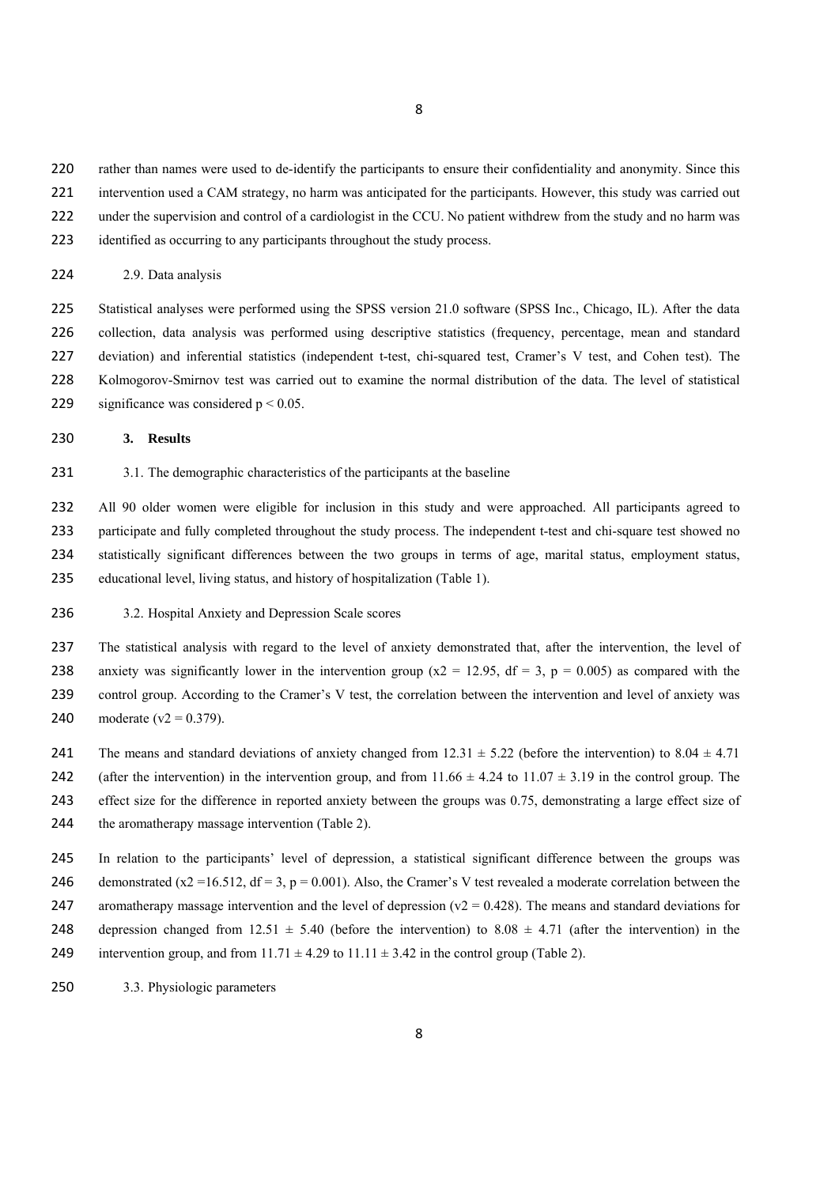rather than names were used to de-identify the participants to ensure their confidentiality and anonymity. Since this intervention used a CAM strategy, no harm was anticipated for the participants. However, this study was carried out under the supervision and control of a cardiologist in the CCU. No patient withdrew from the study and no harm was identified as occurring to any participants throughout the study process.

### 2.9. Data analysis

Statistical analyses were performed using the SPSS version 21.0 software (SPSS Inc., Chicago, IL). After the data collection, data analysis was performed using descriptive statistics (frequency, percentage, mean and standard deviation) and inferential statistics (independent t-test, chi-squared test, Cramer's V test, and Cohen test). The Kolmogorov-Smirnov test was carried out to examine the normal distribution of the data. The level of statistical significance was considered $p < 0.05$.

## 3. Results

### 3.1. The demographic characteristics of the participants at the baseline

All 90 older women were eligible for inclusion in this study and were approached. All participants agreed to participate and fully completed throughout the study process. The independent t-test and chi-square test showed no statistically significant differences between the two groups in terms of age, marital status, employment status, educational level, living status, and history of hospitalization (Table 1).

### 3.2. Hospital Anxiety and Depression Scale scores

The statistical analysis with regard to the level of anxiety demonstrated that, after the intervention, the level of anxiety was significantly lower in the intervention group ($x2 = 12.95$, $df = 3$, $p = 0.005$) as compared with the control group. According to the Cramer's V test, the correlation between the intervention and level of anxiety was moderate ($v2 = 0.379$).

The means and standard deviations of anxiety changed from $12.31 \pm 5.22$ (before the intervention) to $8.04 \pm 4.71$ (after the intervention) in the intervention group, and from $11.66 \pm 4.24$ to $11.07 \pm 3.19$ in the control group. The effect size for the difference in reported anxiety between the groups was 0.75, demonstrating a large effect size of the aromatherapy massage intervention (Table 2).

In relation to the participants' level of depression, a statistical significant difference between the groups was demonstrated ($x2 = 16.512$, $df = 3$, $p = 0.001$). Also, the Cramer's V test revealed a moderate correlation between the aromatherapy massage intervention and the level of depression ($v2 = 0.428$). The means and standard deviations for depression changed from $12.51 \pm 5.40$ (before the intervention) to $8.08 \pm 4.71$ (after the intervention) in the intervention group, and from $11.71 \pm 4.29$ to $11.11 \pm 3.42$ in the control group (Table 2).

### 3.3. Physiologic parameters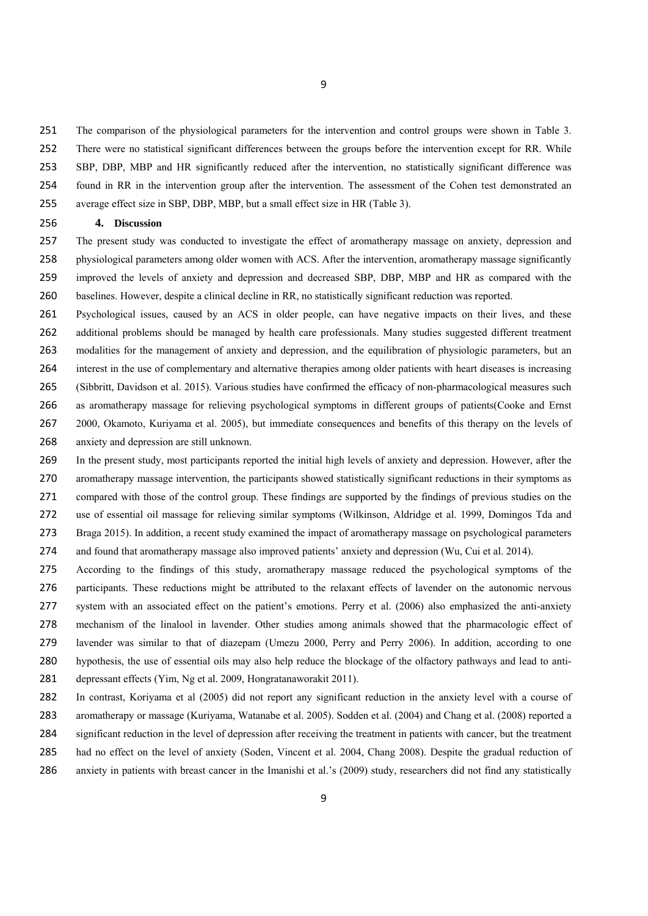The comparison of the physiological parameters for the intervention and control groups were shown in Table 3. There were no statistical significant differences between the groups before the intervention except for RR. While SBP, DBP, MBP and HR significantly reduced after the intervention, no statistically significant difference was found in RR in the intervention group after the intervention. The assessment of the Cohen test demonstrated an average effect size in SBP, DBP, MBP, but a small effect size in HR (Table 3).

## 4. Discussion

The present study was conducted to investigate the effect of aromatherapy massage on anxiety, depression and physiological parameters among older women with ACS. After the intervention, aromatherapy massage significantly improved the levels of anxiety and depression and decreased SBP, DBP, MBP and HR as compared with the baselines. However, despite a clinical decline in RR, no statistically significant reduction was reported.

Psychological issues, caused by an ACS in older people, can have negative impacts on their lives, and these additional problems should be managed by health care professionals. Many studies suggested different treatment modalities for the management of anxiety and depression, and the equilibration of physiologic parameters, but an interest in the use of complementary and alternative therapies among older patients with heart diseases is increasing (Sibbritt, Davidson et al. 2015). Various studies have confirmed the efficacy of non-pharmacological measures such as aromatherapy massage for relieving psychological symptoms in different groups of patients(Cooke and Ernst 2000, Okamoto, Kuriyama et al. 2005), but immediate consequences and benefits of this therapy on the levels of anxiety and depression are still unknown.

In the present study, most participants reported the initial high levels of anxiety and depression. However, after the aromatherapy massage intervention, the participants showed statistically significant reductions in their symptoms as compared with those of the control group. These findings are supported by the findings of previous studies on the use of essential oil massage for relieving similar symptoms (Wilkinson, Aldridge et al. 1999, Domingos Tda and Braga 2015). In addition, a recent study examined the impact of aromatherapy massage on psychological parameters and found that aromatherapy massage also improved patients' anxiety and depression (Wu, Cui et al. 2014).

According to the findings of this study, aromatherapy massage reduced the psychological symptoms of the participants. These reductions might be attributed to the relaxant effects of lavender on the autonomic nervous system with an associated effect on the patient's emotions. Perry et al. (2006) also emphasized the anti-anxiety mechanism of the linalool in lavender. Other studies among animals showed that the pharmacologic effect of lavender was similar to that of diazepam (Umezu 2000, Perry and Perry 2006). In addition, according to one hypothesis, the use of essential oils may also help reduce the blockage of the olfactory pathways and lead to anti-depressant effects (Yim, Ng et al. 2009, Hongratanaworakit 2011).

In contrast, Koriyama et al (2005) did not report any significant reduction in the anxiety level with a course of aromatherapy or massage (Kuriyama, Watanabe et al. 2005). Sodden et al. (2004) and Chang et al. (2008) reported a significant reduction in the level of depression after receiving the treatment in patients with cancer, but the treatment had no effect on the level of anxiety (Soden, Vincent et al. 2004, Chang 2008). Despite the gradual reduction of anxiety in patients with breast cancer in the Imanishi et al.'s (2009) study, researchers did not find any statistically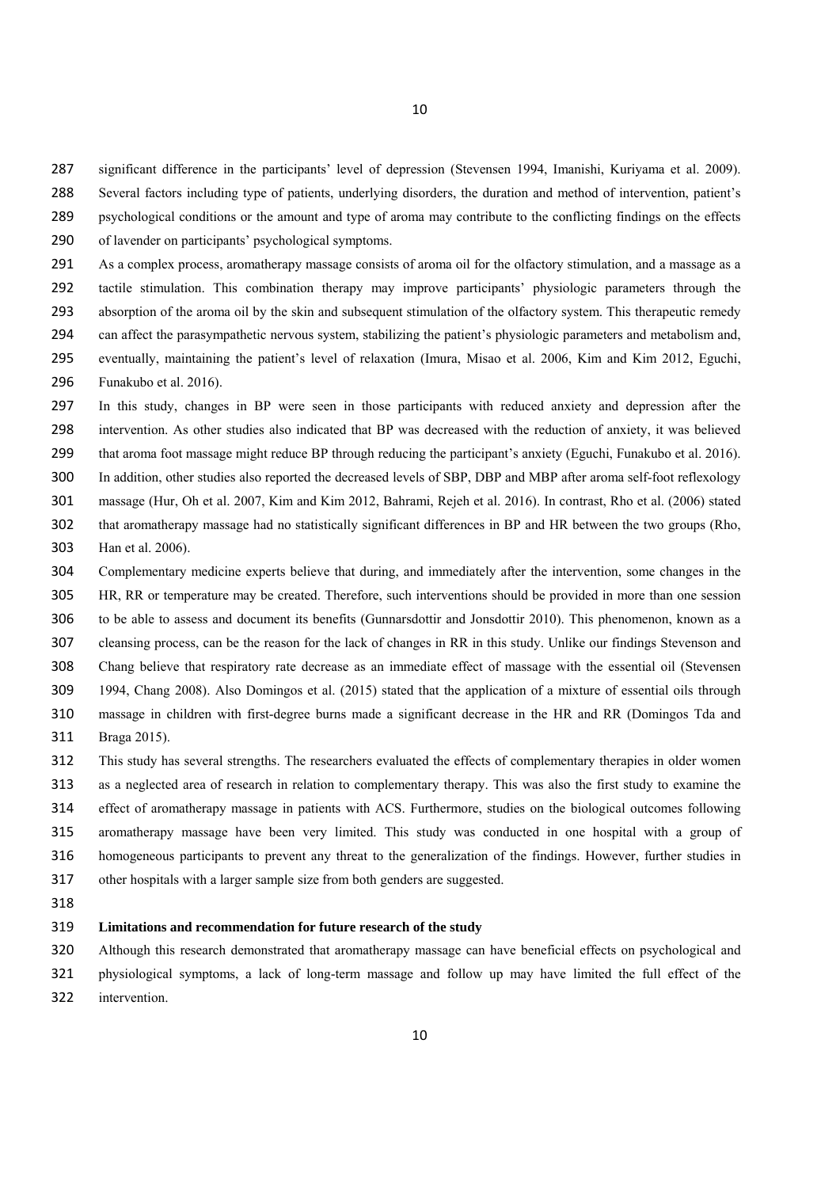significant difference in the participants' level of depression (Stevensen 1994, Imanishi, Kuriyama et al. 2009). Several factors including type of patients, underlying disorders, the duration and method of intervention, patient's psychological conditions or the amount and type of aroma may contribute to the conflicting findings on the effects of lavender on participants' psychological symptoms.

As a complex process, aromatherapy massage consists of aroma oil for the olfactory stimulation, and a massage as a tactile stimulation. This combination therapy may improve participants' physiologic parameters through the absorption of the aroma oil by the skin and subsequent stimulation of the olfactory system. This therapeutic remedy can affect the parasympathetic nervous system, stabilizing the patient's physiologic parameters and metabolism and, eventually, maintaining the patient's level of relaxation (Imura, Misao et al. 2006, Kim and Kim 2012, Eguchi, Funakubo et al. 2016).

In this study, changes in BP were seen in those participants with reduced anxiety and depression after the intervention. As other studies also indicated that BP was decreased with the reduction of anxiety, it was believed that aroma foot massage might reduce BP through reducing the participant's anxiety (Eguchi, Funakubo et al. 2016). In addition, other studies also reported the decreased levels of SBP, DBP and MBP after aroma self-foot reflexology massage (Hur, Oh et al. 2007, Kim and Kim 2012, Bahrami, Rejeh et al. 2016). In contrast, Rho et al. (2006) stated that aromatherapy massage had no statistically significant differences in BP and HR between the two groups (Rho, Han et al. 2006).

Complementary medicine experts believe that during, and immediately after the intervention, some changes in the HR, RR or temperature may be created. Therefore, such interventions should be provided in more than one session to be able to assess and document its benefits (Gunnarsdottir and Jonsdottir 2010). This phenomenon, known as a cleansing process, can be the reason for the lack of changes in RR in this study. Unlike our findings Stevenson and Chang believe that respiratory rate decrease as an immediate effect of massage with the essential oil (Stevensen 1994, Chang 2008). Also Domingos et al. (2015) stated that the application of a mixture of essential oils through massage in children with first-degree burns made a significant decrease in the HR and RR (Domingos Tda and Braga 2015).

This study has several strengths. The researchers evaluated the effects of complementary therapies in older women as a neglected area of research in relation to complementary therapy. This was also the first study to examine the effect of aromatherapy massage in patients with ACS. Furthermore, studies on the biological outcomes following aromatherapy massage have been very limited. This study was conducted in one hospital with a group of homogeneous participants to prevent any threat to the generalization of the findings. However, further studies in other hospitals with a larger sample size from both genders are suggested.

**Limitations and recommendation for future research of the study**

Although this research demonstrated that aromatherapy massage can have beneficial effects on psychological and physiological symptoms, a lack of long-term massage and follow up may have limited the full effect of the intervention.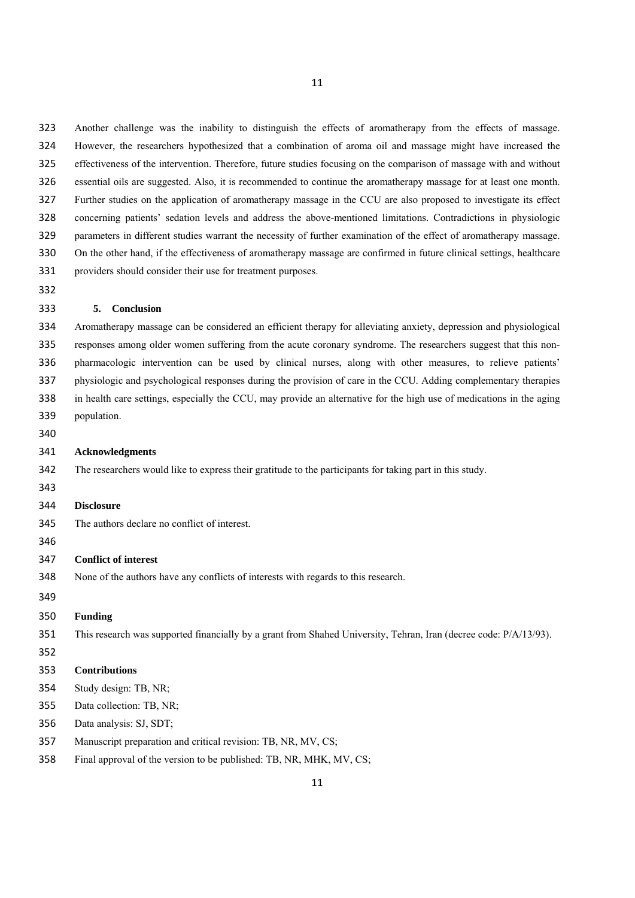Another challenge was the inability to distinguish the effects of aromatherapy from the effects of massage. However, the researchers hypothesized that a combination of aroma oil and massage might have increased the effectiveness of the intervention. Therefore, future studies focusing on the comparison of massage with and without essential oils are suggested. Also, it is recommended to continue the aromatherapy massage for at least one month. Further studies on the application of aromatherapy massage in the CCU are also proposed to investigate its effect concerning patients' sedation levels and address the above-mentioned limitations. Contradictions in physiologic parameters in different studies warrant the necessity of further examination of the effect of aromatherapy massage. On the other hand, if the effectiveness of aromatherapy massage are confirmed in future clinical settings, healthcare providers should consider their use for treatment purposes.

## 5. Conclusion

Aromatherapy massage can be considered an efficient therapy for alleviating anxiety, depression and physiological responses among older women suffering from the acute coronary syndrome. The researchers suggest that this non-pharmacologic intervention can be used by clinical nurses, along with other measures, to relieve patients' physiologic and psychological responses during the provision of care in the CCU. Adding complementary therapies in health care settings, especially the CCU, may provide an alternative for the high use of medications in the aging population.

### Acknowledgments

The researchers would like to express their gratitude to the participants for taking part in this study.

### Disclosure

The authors declare no conflict of interest.

### Conflict of interest

None of the authors have any conflicts of interests with regards to this research.

### Funding

This research was supported financially by a grant from Shahed University, Tehran, Iran (decree code: P/A/13/93).

### Contributions

Study design: TB, NR;

Data collection: TB, NR;

Data analysis: SJ, SDT;

Manuscript preparation and critical revision: TB, NR, MV, CS;

Final approval of the version to be published: TB, NR, MHK, MV, CS;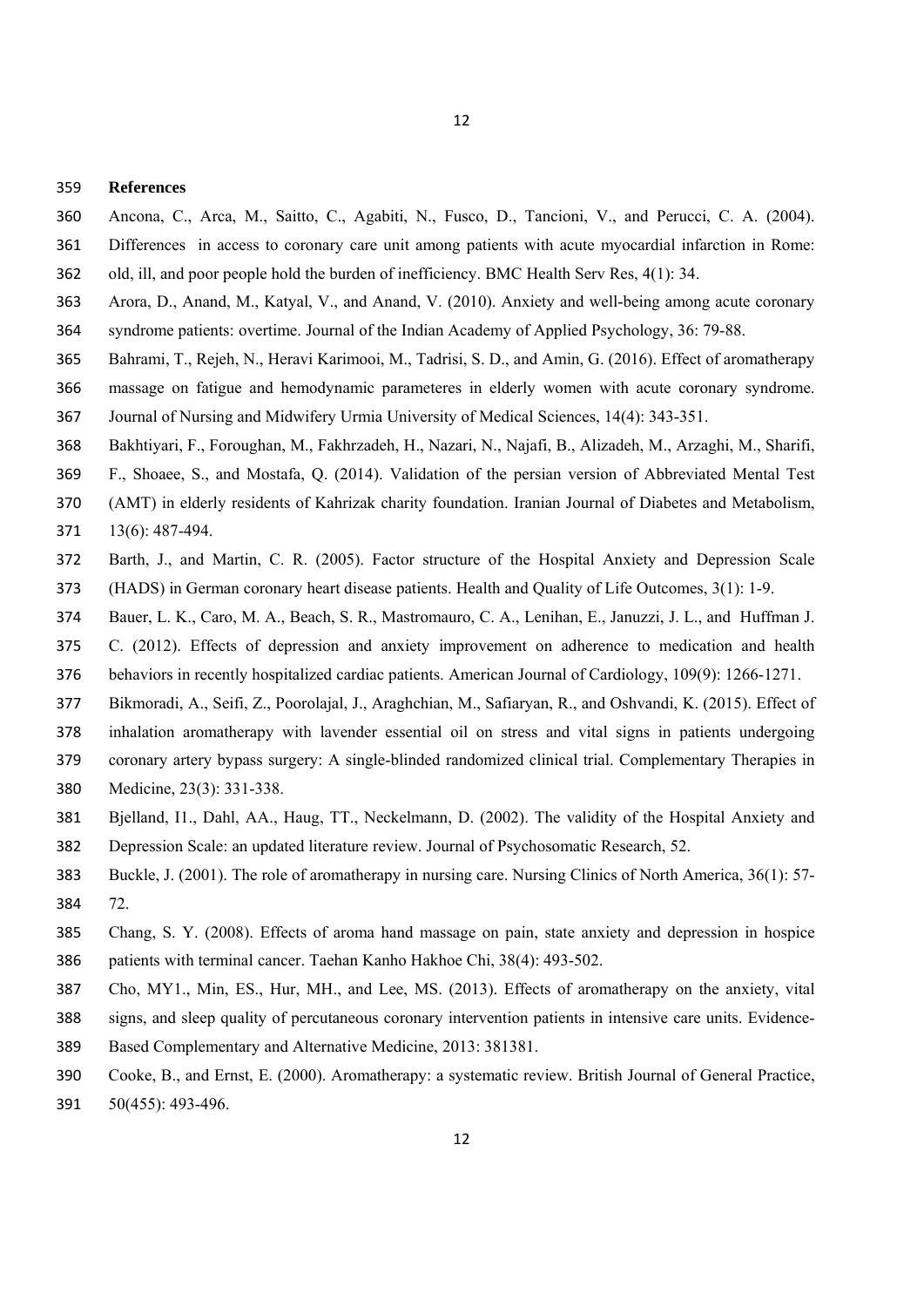**References**

Ancona, C., Arca, M., Saitto, C., Agabiti, N., Fusco, D., Tancioni, V., and Perucci, C. A. (2004). Differences in access to coronary care unit among patients with acute myocardial infarction in Rome: old, ill, and poor people hold the burden of inefficiency. BMC Health Serv Res, 4(1): 34.

Arora, D., Anand, M., Katyal, V., and Anand, V. (2010). Anxiety and well-being among acute coronary syndrome patients: overtime. Journal of the Indian Academy of Applied Psychology, 36: 79-88.

Bahrami, T., Rejeh, N., Heravi Karimooi, M., Tadrisi, S. D., and Amin, G. (2016). Effect of aromatherapy massage on fatigue and hemodynamic parameteres in elderly women with acute coronary syndrome. Journal of Nursing and Midwifery Urmia University of Medical Sciences, 14(4): 343-351.

Bakhtiyari, F., Foroughan, M., Fakhrzadeh, H., Nazari, N., Najafi, B., Alizadeh, M., Arzaghi, M., Sharifi, F., Shoaee, S., and Mostafa, Q. (2014). Validation of the persian version of Abbreviated Mental Test (AMT) in elderly residents of Kahrizak charity foundation. Iranian Journal of Diabetes and Metabolism, 13(6): 487-494.

Barth, J., and Martin, C. R. (2005). Factor structure of the Hospital Anxiety and Depression Scale (HADS) in German coronary heart disease patients. Health and Quality of Life Outcomes, 3(1): 1-9.

Bauer, L. K., Caro, M. A., Beach, S. R., Mastromauro, C. A., Lenihan, E., Januzzi, J. L., and Huffman J. C. (2012). Effects of depression and anxiety improvement on adherence to medication and health behaviors in recently hospitalized cardiac patients. American Journal of Cardiology, 109(9): 1266-1271.

Bikmoradi, A., Seifi, Z., Poorolajal, J., Araghchian, M., Safiaryan, R., and Oshvandi, K. (2015). Effect of inhalation aromatherapy with lavender essential oil on stress and vital signs in patients undergoing coronary artery bypass surgery: A single-blinded randomized clinical trial. Complementary Therapies in Medicine, 23(3): 331-338.

Bjelland, I1., Dahl, AA., Haug, TT., Neckelmann, D. (2002). The validity of the Hospital Anxiety and Depression Scale: an updated literature review. Journal of Psychosomatic Research, 52.

Buckle, J. (2001). The role of aromatherapy in nursing care. Nursing Clinics of North America, 36(1): 57-72.

Chang, S. Y. (2008). Effects of aroma hand massage on pain, state anxiety and depression in hospice patients with terminal cancer. Taehan Kanho Hakhoe Chi, 38(4): 493-502.

Cho, MY1., Min, ES., Hur, MH., and Lee, MS. (2013). Effects of aromatherapy on the anxiety, vital signs, and sleep quality of percutaneous coronary intervention patients in intensive care units. Evidence-Based Complementary and Alternative Medicine, 2013: 381381.

Cooke, B., and Ernst, E. (2000). Aromatherapy: a systematic review. British Journal of General Practice, 50(455): 493-496.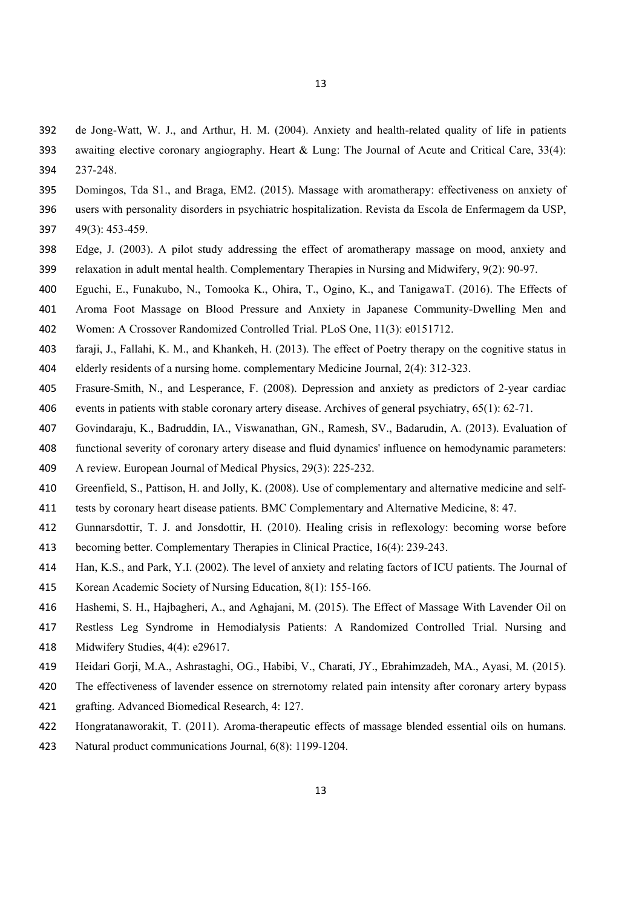de Jong-Watt, W. J., and Arthur, H. M. (2004). Anxiety and health-related quality of life in patients awaiting elective coronary angiography. Heart & Lung: The Journal of Acute and Critical Care, 33(4): 237-248.

Domingos, Tda S1., and Braga, EM2. (2015). Massage with aromatherapy: effectiveness on anxiety of users with personality disorders in psychiatric hospitalization. Revista da Escola de Enfermagem da USP, 49(3): 453-459.

Edge, J. (2003). A pilot study addressing the effect of aromatherapy massage on mood, anxiety and relaxation in adult mental health. Complementary Therapies in Nursing and Midwifery, 9(2): 90-97.

Eguchi, E., Funakubo, N., Tomooka K., Ohira, T., Ogino, K., and TanigawaT. (2016). The Effects of Aroma Foot Massage on Blood Pressure and Anxiety in Japanese Community-Dwelling Men and Women: A Crossover Randomized Controlled Trial. PLoS One, 11(3): e0151712.

faraji, J., Fallahi, K. M., and Khankeh, H. (2013). The effect of Poetry therapy on the cognitive status in elderly residents of a nursing home. complementary Medicine Journal, 2(4): 312-323.

Frasure-Smith, N., and Lesperance, F. (2008). Depression and anxiety as predictors of 2-year cardiac events in patients with stable coronary artery disease. Archives of general psychiatry, 65(1): 62-71.

Govindaraju, K., Badruddin, IA., Viswanathan, GN., Ramesh, SV., Badarudin, A. (2013). Evaluation of functional severity of coronary artery disease and fluid dynamics' influence on hemodynamic parameters: A review. European Journal of Medical Physics, 29(3): 225-232.

Greenfield, S., Pattison, H. and Jolly, K. (2008). Use of complementary and alternative medicine and self-tests by coronary heart disease patients. BMC Complementary and Alternative Medicine, 8: 47.

Gunnarsdottir, T. J. and Jonsdottir, H. (2010). Healing crisis in reflexology: becoming worse before becoming better. Complementary Therapies in Clinical Practice, 16(4): 239-243.

Han, K.S., and Park, Y.I. (2002). The level of anxiety and relating factors of ICU patients. The Journal of Korean Academic Society of Nursing Education, 8(1): 155-166.

Hashemi, S. H., Hajbagheri, A., and Aghajani, M. (2015). The Effect of Massage With Lavender Oil on Restless Leg Syndrome in Hemodialysis Patients: A Randomized Controlled Trial. Nursing and Midwifery Studies, 4(4): e29617.

Heidari Gorji, M.A., Ashrastaghi, OG., Habibi, V., Charati, JY., Ebrahimzadeh, MA., Ayasi, M. (2015). The effectiveness of lavender essence on strernotomy related pain intensity after coronary artery bypass grafting. Advanced Biomedical Research, 4: 127.

Hongratanaworakit, T. (2011). Aroma-therapeutic effects of massage blended essential oils on humans. Natural product communications Journal, 6(8): 1199-1204.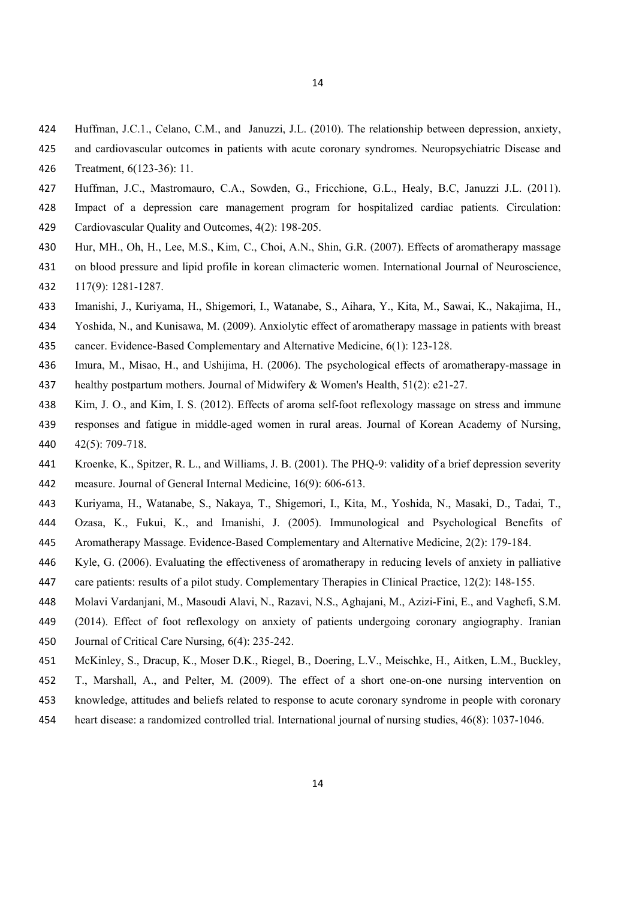Huffman, J.C.1., Celano, C.M., and Januzzi, J.L. (2010). The relationship between depression, anxiety, and cardiovascular outcomes in patients with acute coronary syndromes. Neuropsychiatric Disease and Treatment, 6(123-36): 11.

Huffman, J.C., Mastromauro, C.A., Sowden, G., Fricchione, G.L., Healy, B.C, Januzzi J.L. (2011). Impact of a depression care management program for hospitalized cardiac patients. Circulation: Cardiovascular Quality and Outcomes, 4(2): 198-205.

Hur, MH., Oh, H., Lee, M.S., Kim, C., Choi, A.N., Shin, G.R. (2007). Effects of aromatherapy massage on blood pressure and lipid profile in korean climacteric women. International Journal of Neuroscience, 117(9): 1281-1287.

Imanishi, J., Kuriyama, H., Shigemori, I., Watanabe, S., Aihara, Y., Kita, M., Sawai, K., Nakajima, H., Yoshida, N., and Kunisawa, M. (2009). Anxiolytic effect of aromatherapy massage in patients with breast cancer. Evidence-Based Complementary and Alternative Medicine, 6(1): 123-128.

Imura, M., Misao, H., and Ushijima, H. (2006). The psychological effects of aromatherapy-massage in healthy postpartum mothers. Journal of Midwifery & Women's Health, 51(2): e21-27.

Kim, J. O., and Kim, I. S. (2012). Effects of aroma self-foot reflexology massage on stress and immune responses and fatigue in middle-aged women in rural areas. Journal of Korean Academy of Nursing, 42(5): 709-718.

Kroenke, K., Spitzer, R. L., and Williams, J. B. (2001). The PHQ-9: validity of a brief depression severity measure. Journal of General Internal Medicine, 16(9): 606-613.

Kuriyama, H., Watanabe, S., Nakaya, T., Shigemori, I., Kita, M., Yoshida, N., Masaki, D., Tadai, T., Ozasa, K., Fukui, K., and Imanishi, J. (2005). Immunological and Psychological Benefits of Aromatherapy Massage. Evidence-Based Complementary and Alternative Medicine, 2(2): 179-184.

Kyle, G. (2006). Evaluating the effectiveness of aromatherapy in reducing levels of anxiety in palliative care patients: results of a pilot study. Complementary Therapies in Clinical Practice, 12(2): 148-155.

Molavi Vardanjani, M., Masoudi Alavi, N., Razavi, N.S., Aghajani, M., Azizi-Fini, E., and Vaghefi, S.M. (2014). Effect of foot reflexology on anxiety of patients undergoing coronary angiography. Iranian Journal of Critical Care Nursing, 6(4): 235-242.

McKinley, S., Dracup, K., Moser D.K., Riegel, B., Doering, L.V., Meischke, H., Aitken, L.M., Buckley, T., Marshall, A., and Pelter, M. (2009). The effect of a short one-on-one nursing intervention on knowledge, attitudes and beliefs related to response to acute coronary syndrome in people with coronary heart disease: a randomized controlled trial. International journal of nursing studies, 46(8): 1037-1046.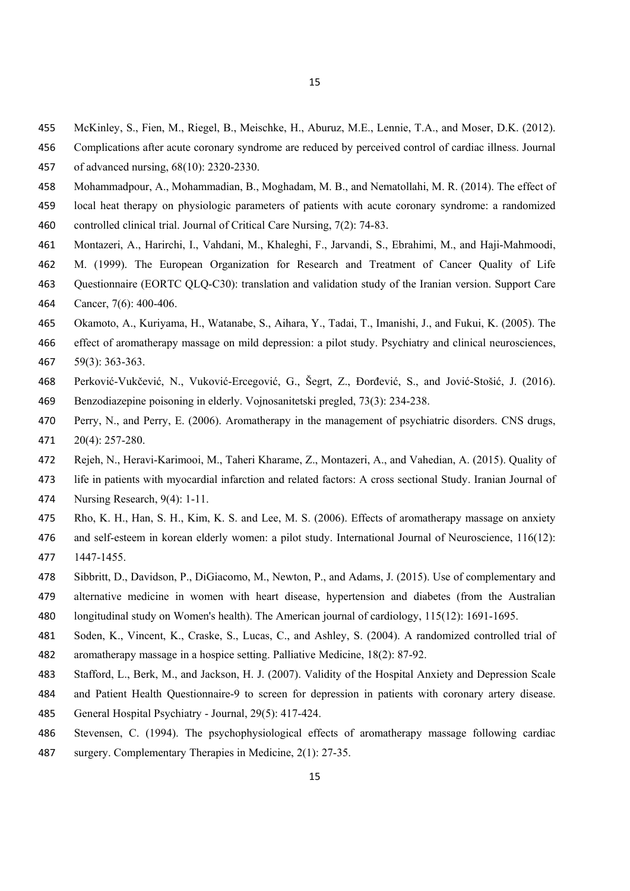McKinley, S., Fien, M., Riegel, B., Meischke, H., Aburuz, M.E., Lennie, T.A., and Moser, D.K. (2012). Complications after acute coronary syndrome are reduced by perceived control of cardiac illness. Journal of advanced nursing, 68(10): 2320-2330.

Mohammadpour, A., Mohammadian, B., Moghadam, M. B., and Nematollahi, M. R. (2014). The effect of local heat therapy on physiologic parameters of patients with acute coronary syndrome: a randomized controlled clinical trial. Journal of Critical Care Nursing, 7(2): 74-83.

Montazeri, A., Harirchi, I., Vahdani, M., Khaleghi, F., Jarvandi, S., Ebrahimi, M., and Haji-Mahmoodi, M. (1999). The European Organization for Research and Treatment of Cancer Quality of Life Questionnaire (EORTC QLQ-C30): translation and validation study of the Iranian version. Support Care Cancer, 7(6): 400-406.

Okamoto, A., Kuriyama, H., Watanabe, S., Aihara, Y., Tadai, T., Imanishi, J., and Fukui, K. (2005). The effect of aromatherapy massage on mild depression: a pilot study. Psychiatry and clinical neurosciences, 59(3): 363-363.

Perković-Vukčević, N., Vuković-Ercegović, G., Šegrt, Z., Đorđević, S., and Jović-Stošić, J. (2016). Benzodiazepine poisoning in elderly. Vojnosanitetski pregled, 73(3): 234-238.

Perry, N., and Perry, E. (2006). Aromatherapy in the management of psychiatric disorders. CNS drugs, 20(4): 257-280.

Rejeh, N., Heravi-Karimooi, M., Taheri Kharame, Z., Montazeri, A., and Vahedian, A. (2015). Quality of life in patients with myocardial infarction and related factors: A cross sectional Study. Iranian Journal of Nursing Research, 9(4): 1-11.

Rho, K. H., Han, S. H., Kim, K. S. and Lee, M. S. (2006). Effects of aromatherapy massage on anxiety and self-esteem in korean elderly women: a pilot study. International Journal of Neuroscience, 116(12): 1447-1455.

Sibbritt, D., Davidson, P., DiGiacomo, M., Newton, P., and Adams, J. (2015). Use of complementary and alternative medicine in women with heart disease, hypertension and diabetes (from the Australian longitudinal study on Women's health). The American journal of cardiology, 115(12): 1691-1695.

Soden, K., Vincent, K., Craske, S., Lucas, C., and Ashley, S. (2004). A randomized controlled trial of aromatherapy massage in a hospice setting. Palliative Medicine, 18(2): 87-92.

Stafford, L., Berk, M., and Jackson, H. J. (2007). Validity of the Hospital Anxiety and Depression Scale and Patient Health Questionnaire-9 to screen for depression in patients with coronary artery disease. General Hospital Psychiatry - Journal, 29(5): 417-424.

Stevensen, C. (1994). The psychophysiological effects of aromatherapy massage following cardiac surgery. Complementary Therapies in Medicine, 2(1): 27-35.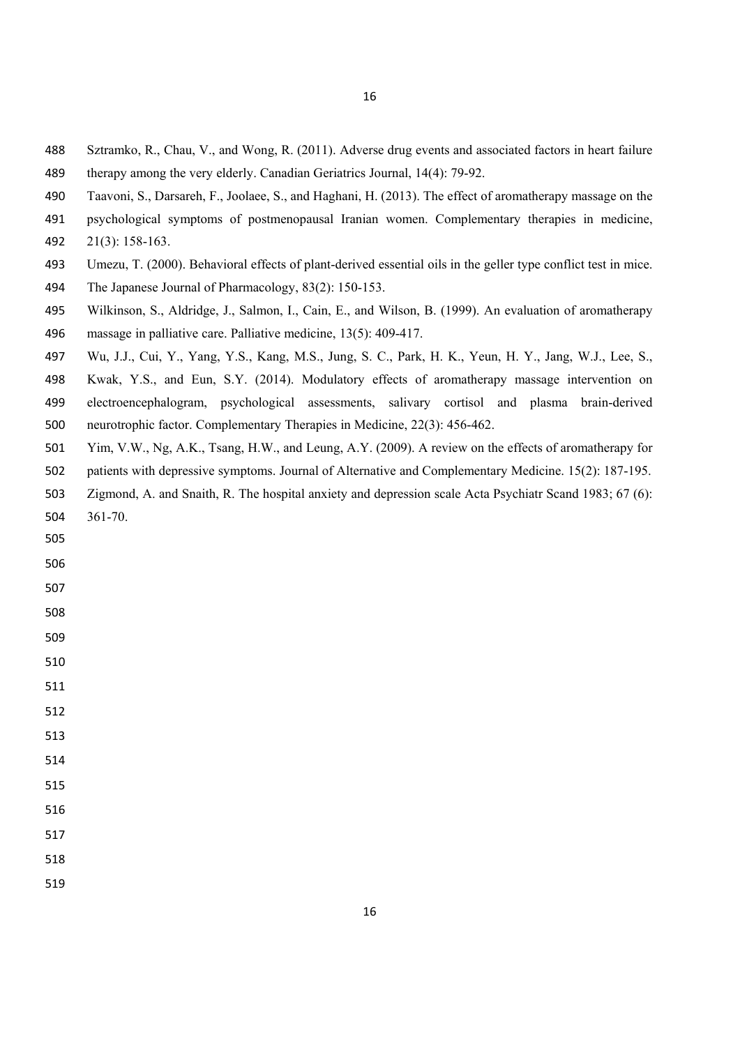Sztramko, R., Chau, V., and Wong, R. (2011). Adverse drug events and associated factors in heart failure therapy among the very elderly. Canadian Geriatrics Journal, 14(4): 79-92.

Taavoni, S., Darsareh, F., Joolaee, S., and Haghani, H. (2013). The effect of aromatherapy massage on the psychological symptoms of postmenopausal Iranian women. Complementary therapies in medicine, 21(3): 158-163.

Umezu, T. (2000). Behavioral effects of plant-derived essential oils in the geller type conflict test in mice. The Japanese Journal of Pharmacology, 83(2): 150-153.

Wilkinson, S., Aldridge, J., Salmon, I., Cain, E., and Wilson, B. (1999). An evaluation of aromatherapy massage in palliative care. Palliative medicine, 13(5): 409-417.

Wu, J.J., Cui, Y., Yang, Y.S., Kang, M.S., Jung, S. C., Park, H. K., Yeun, H. Y., Jang, W.J., Lee, S., Kwak, Y.S., and Eun, S.Y. (2014). Modulatory effects of aromatherapy massage intervention on electroencephalogram, psychological assessments, salivary cortisol and plasma brain-derived neurotrophic factor. Complementary Therapies in Medicine, 22(3): 456-462.

Yim, V.W., Ng, A.K., Tsang, H.W., and Leung, A.Y. (2009). A review on the effects of aromatherapy for patients with depressive symptoms. Journal of Alternative and Complementary Medicine. 15(2): 187-195.

Zigmond, A. and Snaith, R. The hospital anxiety and depression scale Acta Psychiatr Scand 1983; 67 (6): 361-70.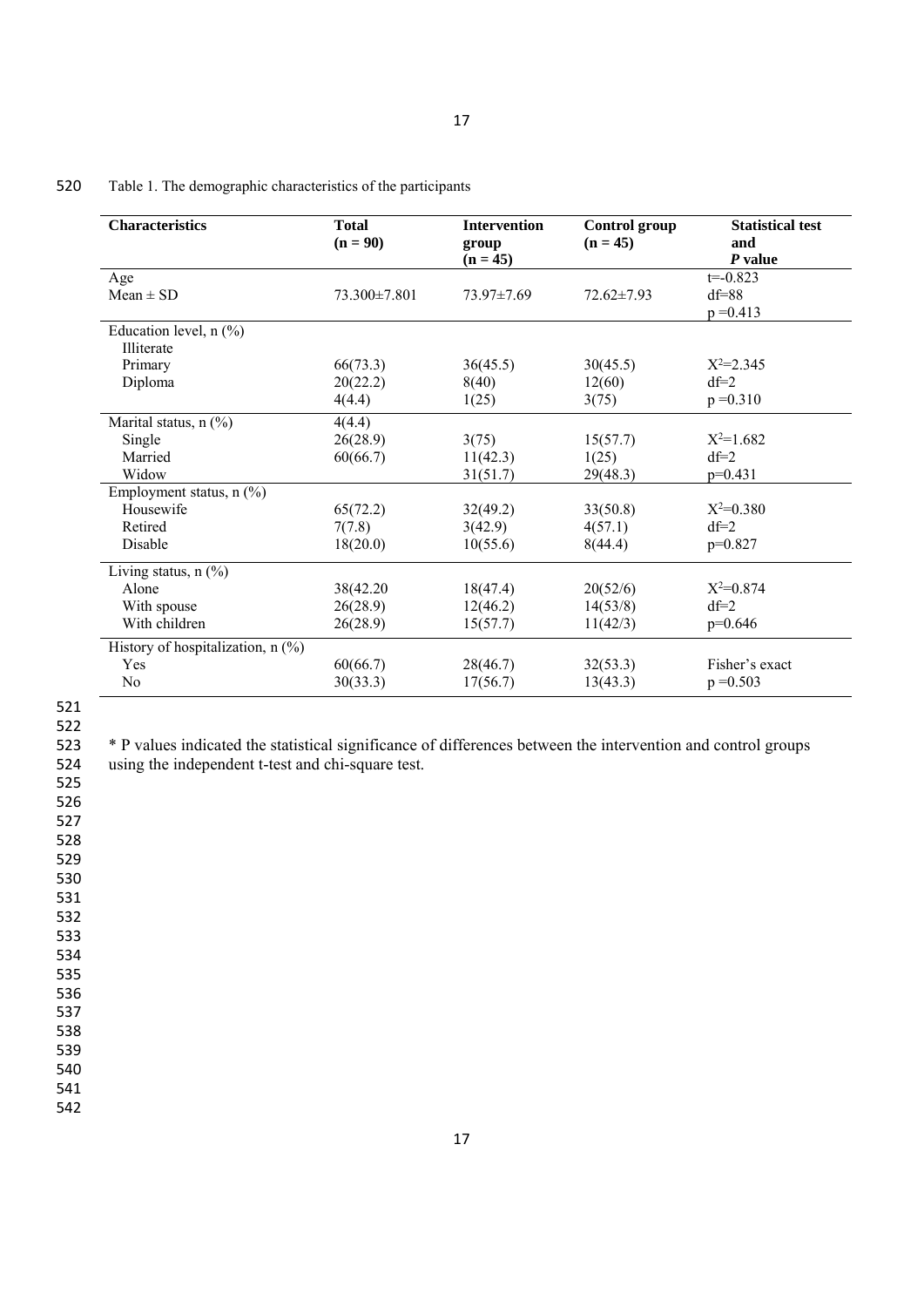Table 1. The demographic characteristics of the participants

| Characteristics | Total (n = 90) | Intervention group (n = 45) | Control group (n = 45) | Statistical test and *P* value |
|---|---|---|---|---|
| Age | | | | t=-0.823 |
| Mean ± SD | 73.300±7.801 | 73.97±7.69 | 72.62±7.93 | df=88 |
| | | | | p =0.413 |
| Education level, n (%) | | | | |
| Illiterate | | | | |
| Primary | 66(73.3) | 36(45.5) | 30(45.5) | $X^2$=2.345 |
| Diploma | 20(22.2) | 8(40) | 12(60) | df=2 |
| | 4(4.4) | 1(25) | 3(75) | p =0.310 |
| Marital status, n (%) | 4(4.4) | | | |
| Single | 26(28.9) | 3(75) | 15(57.7) | $X^2$=1.682 |
| Married | 60(66.7) | 11(42.3) | 1(25) | df=2 |
| Widow | | 31(51.7) | 29(48.3) | p=0.431 |
| Employment status, n (%) | | | | |
| Housewife | 65(72.2) | 32(49.2) | 33(50.8) | $X^2$=0.380 |
| Retired | 7(7.8) | 3(42.9) | 4(57.1) | df=2 |
| Disable | 18(20.0) | 10(55.6) | 8(44.4) | p=0.827 |
| Living status, n (%) | | | | |
| Alone | 38(42.20 | 18(47.4) | 20(52/6) | $X^2$=0.874 |
| With spouse | 26(28.9) | 12(46.2) | 14(53/8) | df=2 |
| With children | 26(28.9) | 15(57.7) | 11(42/3) | p=0.646 |
| History of hospitalization, n (%) | | | | |
| Yes | 60(66.7) | 28(46.7) | 32(53.3) | Fisher's exact |
| No | 30(33.3) | 17(56.7) | 13(43.3) | p =0.503 |

* P values indicated the statistical significance of differences between the intervention and control groups using the independent t-test and chi-square test.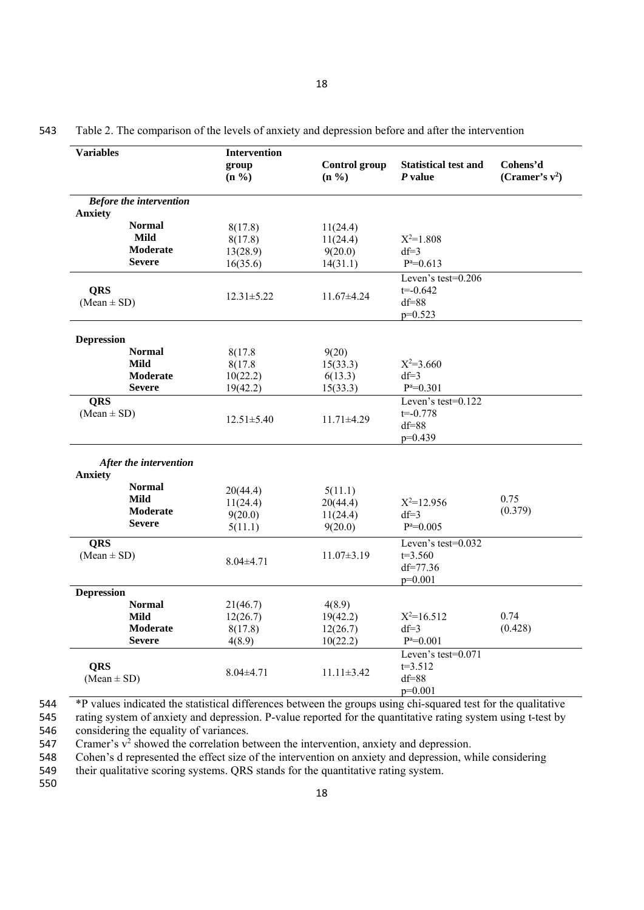Table 2. The comparison of the levels of anxiety and depression before and after the intervention

| Variables | Intervention group (n %) | Control group (n %) | Statistical test and *P* value | Cohens'd (Cramer's $v^2$) |
|---|---|---|---|---|
| ***Before the intervention*** | | | | |
| **Anxiety** | | | | |
| **Normal** | 8(17.8) | 11(24.4) | | |
| **Mild** | 8(17.8) | 11(24.4) | $X^2$=1.808 | |
| **Moderate** | 13(28.9) | 9(20.0) | df=3 | |
| **Severe** | 16(35.6) | 14(31.1) | $P^a$=0.613 | |
| **QRS** (Mean ± SD) | 12.31±5.22 | 11.67±4.24 | Leven's test=0.206 t=-0.642 df=88 p=0.523 | |
| **Depression** | | | | |
| **Normal** | 8(17.8 | 9(20) | | |
| **Mild** | 8(17.8 | 15(33.3) | $X^2$=3.660 | |
| **Moderate** | 10(22.2) | 6(13.3) | df=3 | |
| **Severe** | 19(42.2) | 15(33.3) | $P^a$=0.301 | |
| **QRS** (Mean ± SD) | 12.51±5.40 | 11.71±4.29 | Leven's test=0.122 t=-0.778 df=88 p=0.439 | |
| ***After the intervention*** | | | | |
| **Anxiety** | | | | |
| **Normal** | 20(44.4) | 5(11.1) | | |
| **Mild** | 11(24.4) | 20(44.4) | $X^2$=12.956 | 0.75 (0.379) |
| **Moderate** | 9(20.0) | 11(24.4) | df=3 | |
| **Severe** | 5(11.1) | 9(20.0) | $P^a$=0.005 | |
| **QRS** (Mean ± SD) | 8.04±4.71 | 11.07±3.19 | Leven's test=0.032 t=3.560 df=77.36 p=0.001 | |
| **Depression** | | | | |
| **Normal** | 21(46.7) | 4(8.9) | | |
| **Mild** | 12(26.7) | 19(42.2) | $X^2$=16.512 | 0.74 (0.428) |
| **Moderate** | 8(17.8) | 12(26.7) | df=3 | |
| **Severe** | 4(8.9) | 10(22.2) | $P^a$=0.001 | |
| **QRS** (Mean ± SD) | 8.04±4.71 | 11.11±3.42 | Leven's test=0.071 t=3.512 df=88 p=0.001 | |

*P values indicated the statistical differences between the groups using chi-squared test for the qualitative rating system of anxiety and depression. P-value reported for the quantitative rating system using t-test by considering the equality of variances.

Cramer's $v^2$ showed the correlation between the intervention, anxiety and depression.

Cohen's d represented the effect size of the intervention on anxiety and depression, while considering their qualitative scoring systems. QRS stands for the quantitative rating system.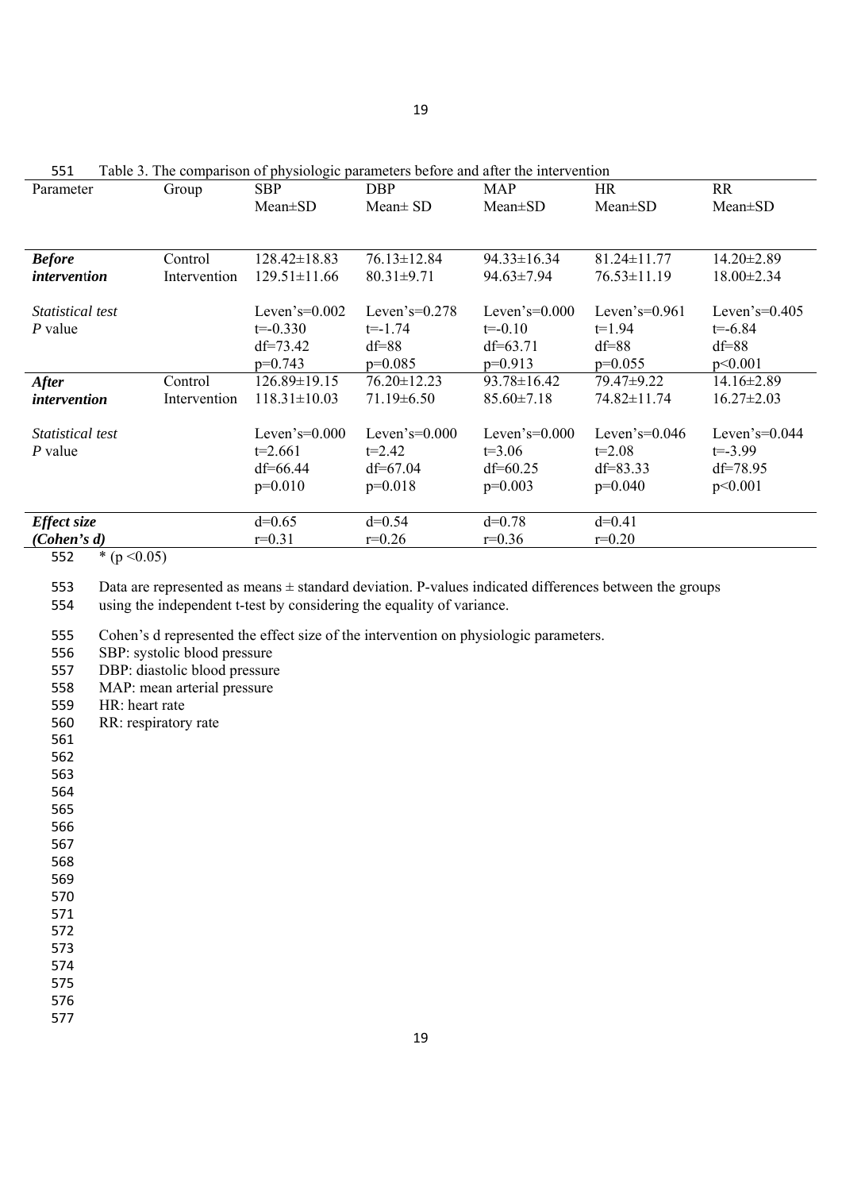Table 3. The comparison of physiologic parameters before and after the intervention

| Parameter | Group | SBP Mean±SD | DBP Mean± SD | MAP Mean±SD | HR Mean±SD | RR Mean±SD |
|---|---|---|---|---|---|---|
| ***Before intervention*** | Control | 128.42±18.83 | 76.13±12.84 | 94.33±16.34 | 81.24±11.77 | 14.20±2.89 |
| | Intervention | 129.51±11.66 | 80.31±9.71 | 94.63±7.94 | 76.53±11.19 | 18.00±2.34 |
| *Statistical test P value* | | Leven's=0.002 t=-0.330 df=73.42 p=0.743 | Leven's=0.278 t=-1.74 df=88 p=0.085 | Leven's=0.000 t=-0.10 df=63.71 p=0.913 | Leven's=0.961 t=1.94 df=88 p=0.055 | Leven's=0.405 t=-6.84 df=88 p<0.001 |
| ***After intervention*** | Control | 126.89±19.15 | 76.20±12.23 | 93.78±16.42 | 79.47±9.22 | 14.16±2.89 |
| | Intervention | 118.31±10.03 | 71.19±6.50 | 85.60±7.18 | 74.82±11.74 | 16.27±2.03 |
| *Statistical test P value* | | Leven's=0.000 t=2.661 df=66.44 p=0.010 | Leven's=0.000 t=2.42 df=67.04 p=0.018 | Leven's=0.000 t=3.06 df=60.25 p=0.003 | Leven's=0.046 t=2.08 df=83.33 p=0.040 | Leven's=0.044 t=-3.99 df=78.95 p<0.001 |
| ***Effect size (Cohen's d)*** | | d=0.65 r=0.31 | d=0.54 r=0.26 | d=0.78 r=0.36 | d=0.41 r=0.20 | |

* (p <0.05)

Data are represented as means ± standard deviation. P-values indicated differences between the groups using the independent t-test by considering the equality of variance.

Cohen's d represented the effect size of the intervention on physiologic parameters.
SBP: systolic blood pressure
DBP: diastolic blood pressure
MAP: mean arterial pressure
HR: heart rate
RR: respiratory rate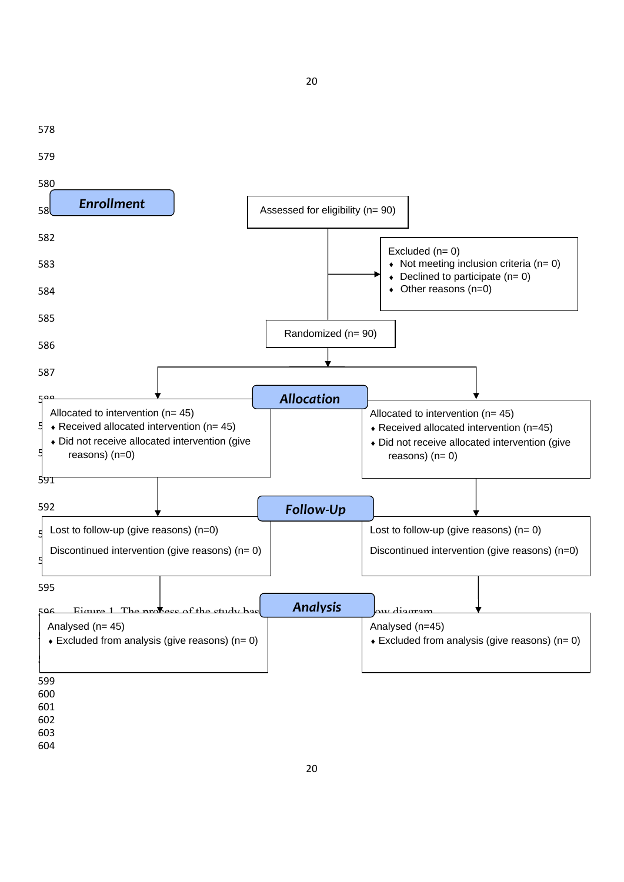Enrollment

Assessed for eligibility (n= 90)

Excluded (n= 0)
- Not meeting inclusion criteria (n= 0)
- Declined to participate (n= 0)
- Other reasons (n=0)

Randomized (n= 90)

Allocation

Allocated to intervention (n= 45)
- Received allocated intervention (n= 45)
- Did not receive allocated intervention (give reasons) (n=0)

Allocated to intervention (n= 45)
- Received allocated intervention (n=45)
- Did not receive allocated intervention (give reasons) (n= 0)

Follow-Up

Lost to follow-up (give reasons) (n=0)

Discontinued intervention (give reasons) (n= 0)

Lost to follow-up (give reasons) (n= 0)

Discontinued intervention (give reasons) (n=0)

Analysis

Analysed (n= 45)
- Excluded from analysis (give reasons) (n= 0)

Analysed (n=45)
- Excluded from analysis (give reasons) (n= 0)

Figure 1. The process of the study bas... ...ow diagram.